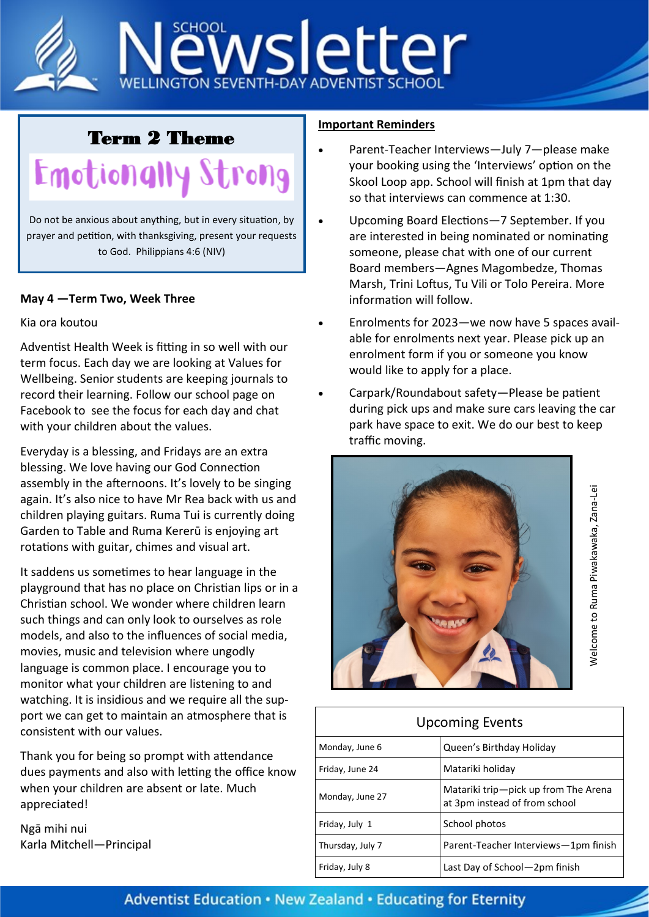# School Newsletter

## Wellington Seventh-Day Adventist School

### Term 2 Theme

## Emotionally Strong

Do not be anxious about anything, but in every situation, by prayer and petition, with thanksgiving, present your requests to God. Philippians 4:6 (NIV)

**May 4 —Term Two, Week Three**

Kia ora koutou

Adventist Health Week is fitting in so well with our term focus. Each day we are looking at Values for Wellbeing. Senior students are keeping journals to record their learning. Follow our school page on Facebook to see the focus for each day and chat with your children about the values.

Everyday is a blessing, and Fridays are an extra blessing. We love having our God Connection assembly in the afternoons. It's lovely to be singing again. It's also nice to have Mr Rea back with us and children playing guitars. Ruma Tui is currently doing Garden to Table and Ruma Kererū is enjoying art rotations with guitar, chimes and visual art.

It saddens us sometimes to hear language in the playground that has no place on Christian lips or in a Christian school. We wonder where children learn such things and can only look to ourselves as role models, and also to the influences of social media, movies, music and television where ungodly language is common place. I encourage you to monitor what your children are listening to and watching. It is insidious and we require all the support we can get to maintain an atmosphere that is consistent with our values.

Thank you for being so prompt with attendance dues payments and also with letting the office know when your children are absent or late. Much appreciated!

Ngā mihi nui
Karla Mitchell—Principal

**Important Reminders**

- Parent-Teacher Interviews—July 7—please make your booking using the 'Interviews' option on the Skool Loop app. School will finish at 1pm that day so that interviews can commence at 1:30.
- Upcoming Board Elections—7 September. If you are interested in being nominated or nominating someone, please chat with one of our current Board members—Agnes Magombedze, Thomas Marsh, Trini Loftus, Tu Vili or Tolo Pereira. More information will follow.
- Enrolments for 2023—we now have 5 spaces available for enrolments next year. Please pick up an enrolment form if you or someone you know would like to apply for a place.
- Carpark/Roundabout safety—Please be patient during pick ups and make sure cars leaving the car park have space to exit. We do our best to keep traffic moving.

Welcome to Ruma Piwakawaka, Zana-Lei

| Upcoming Events | |
|---|---|
| Monday, June 6 | Queen's Birthday Holiday |
| Friday, June 24 | Matariki holiday |
| Monday, June 27 | Matariki trip—pick up from The Arena at 3pm instead of from school |
| Friday, July 1 | School photos |
| Thursday, July 7 | Parent-Teacher Interviews—1pm finish |
| Friday, July 8 | Last Day of School—2pm finish |

Adventist Education • New Zealand • Educating for Eternity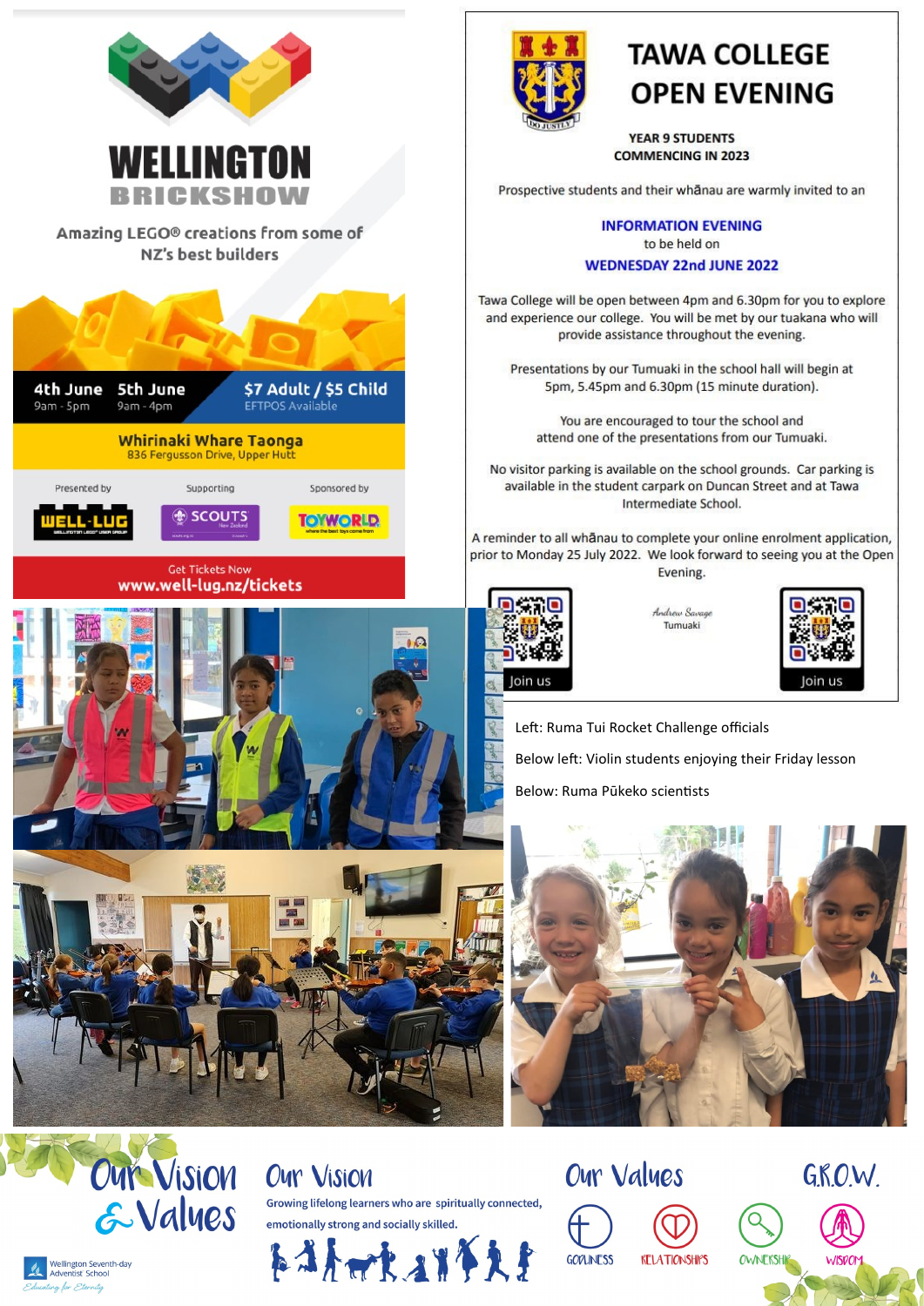# WELLINGTON BRICKSHOW

Amazing LEGO® creations from some of NZ's best builders

4th June 9am - 5pm | 5th June 9am - 4pm

$7 Adult / $5 Child
EFTPOS Available

**Whirinaki Whare Taonga**
836 Fergusson Drive, Upper Hutt

Presented by WELL-LUG | Supporting SCOUTS New Zealand | Sponsored by TOYWORLD

Get Tickets Now
www.well-lug.nz/tickets

# TAWA COLLEGE OPEN EVENING

**YEAR 9 STUDENTS COMMENCING IN 2023**

Prospective students and their whānau are warmly invited to an

**INFORMATION EVENING**
to be held on
**WEDNESDAY 22nd JUNE 2022**

Tawa College will be open between 4pm and 6.30pm for you to explore and experience our college. You will be met by our tuakana who will provide assistance throughout the evening.

Presentations by our Tumuaki in the school hall will begin at 5pm, 5.45pm and 6.30pm (15 minute duration).

You are encouraged to tour the school and attend one of the presentations from our Tumuaki.

No visitor parking is available on the school grounds. Car parking is available in the student carpark on Duncan Street and at Tawa Intermediate School.

A reminder to all whānau to complete your online enrolment application, prior to Monday 25 July 2022. We look forward to seeing you at the Open Evening.

Join us

*Andrew Savage*
Tumuaki

Join us

Left: Ruma Tui Rocket Challenge officials

Below left: Violin students enjoying their Friday lesson

Below: Ruma Pūkeko scientists

# Our Vision & Values

Wellington Seventh-day Adventist School
*Educating for Eternity*

## Our Vision

Growing lifelong learners who are spiritually connected, emotionally strong and socially skilled.

## Our Values

## G.R.O.W.

GODLINESS | RELATIONSHIPS | OWNERSHIP | WISDOM